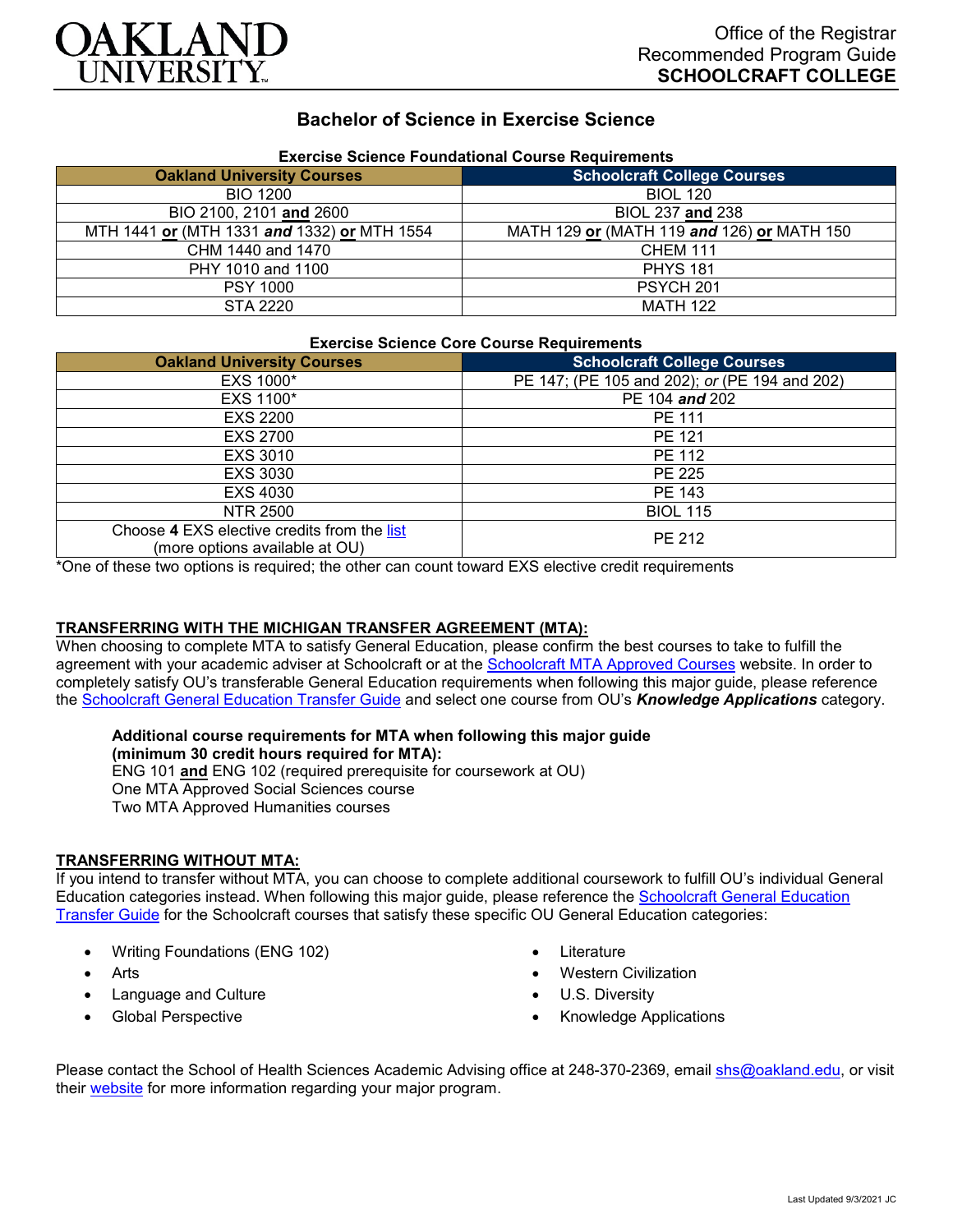Office of the Registrar
Recommended Program Guide
**SCHOOLCRAFT COLLEGE**

# Bachelor of Science in Exercise Science

### Exercise Science Foundational Course Requirements

| Oakland University Courses | Schoolcraft College Courses |
|---|---|
| BIO 1200 | BIOL 120 |
| BIO 2100, 2101 **and** 2600 | BIOL 237 **and** 238 |
| MTH 1441 **or** (MTH 1331 ***and*** 1332) **or** MTH 1554 | MATH 129 **or** (MATH 119 ***and*** 126) **or** MATH 150 |
| CHM 1440 and 1470 | CHEM 111 |
| PHY 1010 and 1100 | PHYS 181 |
| PSY 1000 | PSYCH 201 |
| STA 2220 | MATH 122 |

### Exercise Science Core Course Requirements

| Oakland University Courses | Schoolcraft College Courses |
|---|---|
| EXS 1000* | PE 147; (PE 105 and 202); *or* (PE 194 and 202) |
| EXS 1100* | PE 104 ***and*** 202 |
| EXS 2200 | PE 111 |
| EXS 2700 | PE 121 |
| EXS 3010 | PE 112 |
| EXS 3030 | PE 225 |
| EXS 4030 | PE 143 |
| NTR 2500 | BIOL 115 |
| Choose **4** EXS elective credits from the list (more options available at OU) | PE 212 |

*One of these two options is required; the other can count toward EXS elective credit requirements

## TRANSFERRING WITH THE MICHIGAN TRANSFER AGREEMENT (MTA):

When choosing to complete MTA to satisfy General Education, please confirm the best courses to take to fulfill the agreement with your academic adviser at Schoolcraft or at the Schoolcraft MTA Approved Courses website. In order to completely satisfy OU's transferable General Education requirements when following this major guide, please reference the Schoolcraft General Education Transfer Guide and select one course from OU's ***Knowledge Applications*** category.

**Additional course requirements for MTA when following this major guide (minimum 30 credit hours required for MTA):**
ENG 101 **and** ENG 102 (required prerequisite for coursework at OU)
One MTA Approved Social Sciences course
Two MTA Approved Humanities courses

## TRANSFERRING WITHOUT MTA:

If you intend to transfer without MTA, you can choose to complete additional coursework to fulfill OU's individual General Education categories instead. When following this major guide, please reference the Schoolcraft General Education Transfer Guide for the Schoolcraft courses that satisfy these specific OU General Education categories:

- Writing Foundations (ENG 102)
- Arts
- Language and Culture
- Global Perspective
- Literature
- Western Civilization
- U.S. Diversity
- Knowledge Applications

Please contact the School of Health Sciences Academic Advising office at 248-370-2369, email shs@oakland.edu, or visit their website for more information regarding your major program.

Last Updated 9/3/2021 JC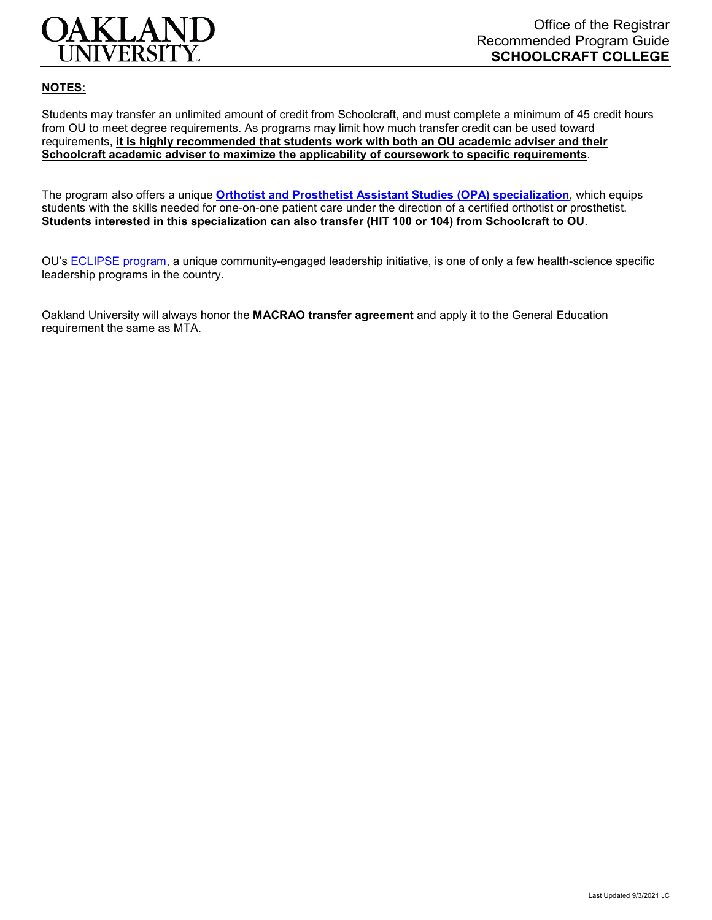**NOTES:**

Students may transfer an unlimited amount of credit from Schoolcraft, and must complete a minimum of 45 credit hours from OU to meet degree requirements. As programs may limit how much transfer credit can be used toward requirements, **it is highly recommended that students work with both an OU academic adviser and their Schoolcraft academic adviser to maximize the applicability of coursework to specific requirements**.

The program also offers a unique **Orthotist and Prosthetist Assistant Studies (OPA) specialization**, which equips students with the skills needed for one-on-one patient care under the direction of a certified orthotist or prosthetist. **Students interested in this specialization can also transfer (HIT 100 or 104) from Schoolcraft to OU**.

OU's ECLIPSE program, a unique community-engaged leadership initiative, is one of only a few health-science specific leadership programs in the country.

Oakland University will always honor the **MACRAO transfer agreement** and apply it to the General Education requirement the same as MTA.